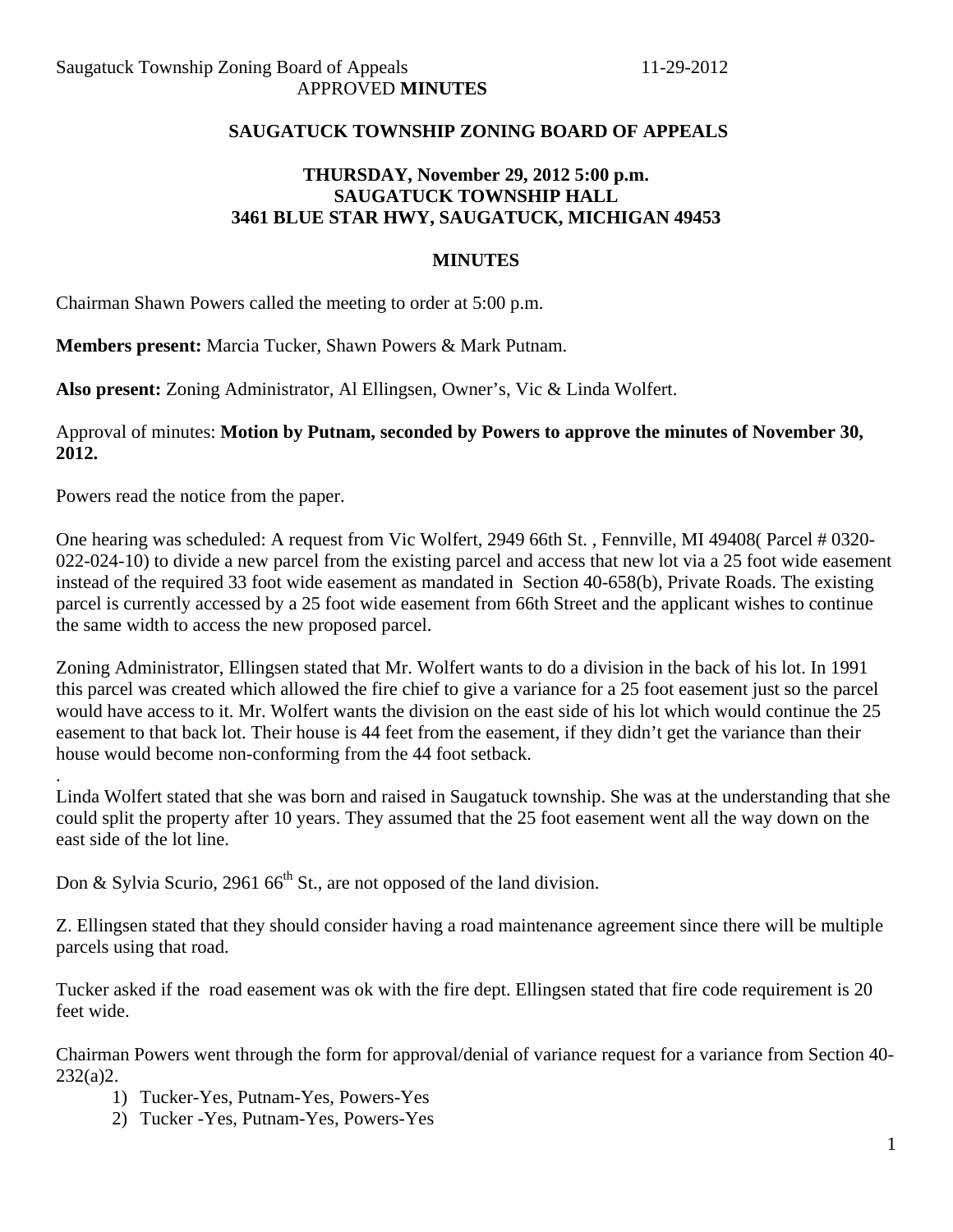Saugatuck Township Zoning Board of Appeals 11-29-2012
APPROVED **MINUTES**

**SAUGATUCK TOWNSHIP ZONING BOARD OF APPEALS**

**THURSDAY, November 29, 2012 5:00 p.m.**
**SAUGATUCK TOWNSHIP HALL**
**3461 BLUE STAR HWY, SAUGATUCK, MICHIGAN 49453**

**MINUTES**

Chairman Shawn Powers called the meeting to order at 5:00 p.m.

**Members present:** Marcia Tucker, Shawn Powers & Mark Putnam.

**Also present:** Zoning Administrator, Al Ellingsen, Owner's, Vic & Linda Wolfert.

Approval of minutes: **Motion by Putnam, seconded by Powers to approve the minutes of November 30, 2012.**

Powers read the notice from the paper.

One hearing was scheduled: A request from Vic Wolfert, 2949 66th St. , Fennville, MI 49408( Parcel # 0320-022-024-10) to divide a new parcel from the existing parcel and access that new lot via a 25 foot wide easement instead of the required 33 foot wide easement as mandated in Section 40-658(b), Private Roads. The existing parcel is currently accessed by a 25 foot wide easement from 66th Street and the applicant wishes to continue the same width to access the new proposed parcel.

Zoning Administrator, Ellingsen stated that Mr. Wolfert wants to do a division in the back of his lot. In 1991 this parcel was created which allowed the fire chief to give a variance for a 25 foot easement just so the parcel would have access to it. Mr. Wolfert wants the division on the east side of his lot which would continue the 25 easement to that back lot. Their house is 44 feet from the easement, if they didn't get the variance than their house would become non-conforming from the 44 foot setback.

.
Linda Wolfert stated that she was born and raised in Saugatuck township. She was at the understanding that she could split the property after 10 years. They assumed that the 25 foot easement went all the way down on the east side of the lot line.

Don & Sylvia Scurio, 2961 66th St., are not opposed of the land division.

Z. Ellingsen stated that they should consider having a road maintenance agreement since there will be multiple parcels using that road.

Tucker asked if the road easement was ok with the fire dept. Ellingsen stated that fire code requirement is 20 feet wide.

Chairman Powers went through the form for approval/denial of variance request for a variance from Section 40-232(a)2.

1) Tucker-Yes, Putnam-Yes, Powers-Yes
2) Tucker -Yes, Putnam-Yes, Powers-Yes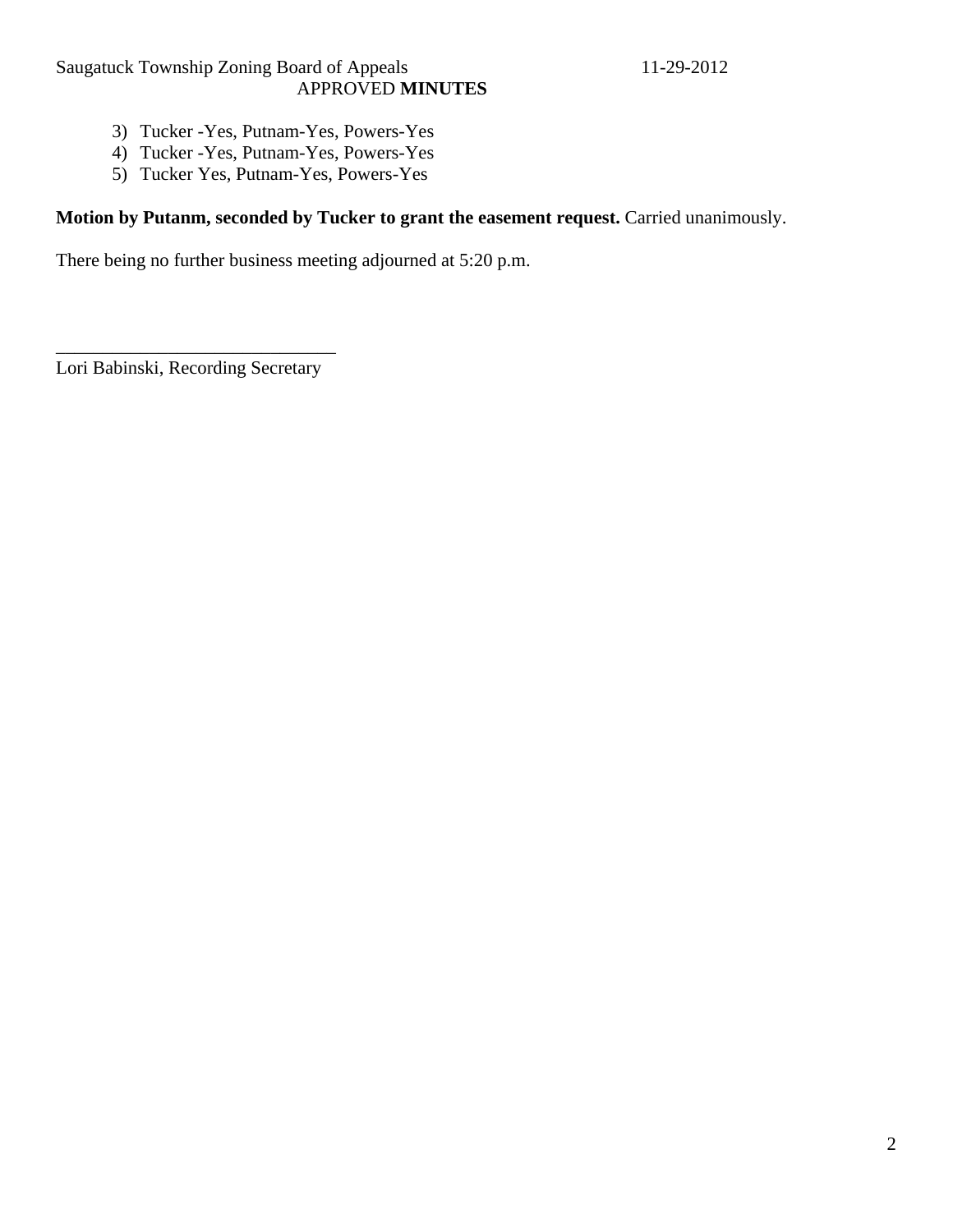3) Tucker -Yes, Putnam-Yes, Powers-Yes
4) Tucker -Yes, Putnam-Yes, Powers-Yes
5) Tucker Yes, Putnam-Yes, Powers-Yes

**Motion by Putanm, seconded by Tucker to grant the easement request.** Carried unanimously.

There being no further business meeting adjourned at 5:20 p.m.

\_\_\_\_\_\_\_\_\_\_\_\_\_\_\_\_\_\_\_\_\_\_\_\_\_\_\_\_\_\_

Lori Babinski, Recording Secretary